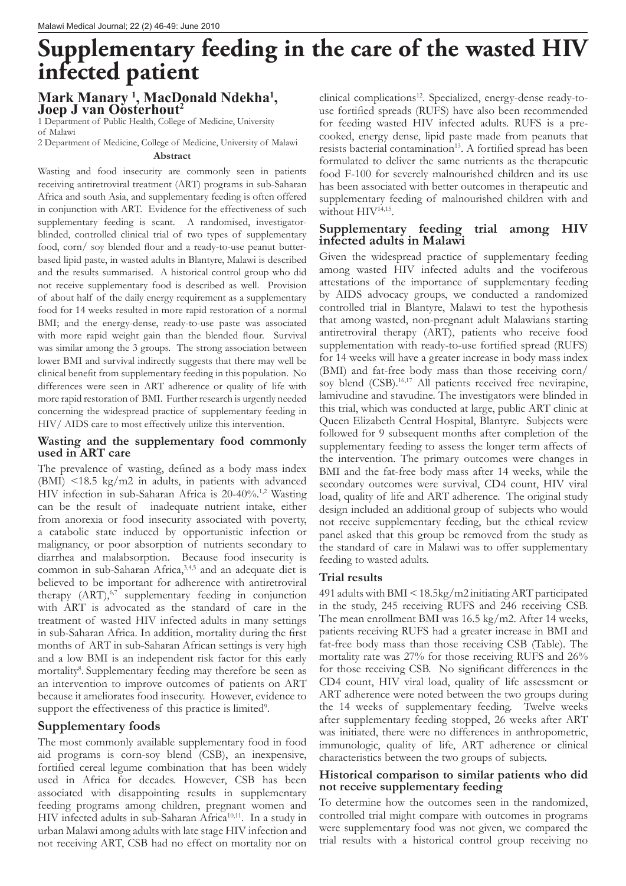# Supplementary feeding in the care of the wasted HIV infected patient

**Mark Manary [1], MacDonald Ndekha[1], Joep J van Oosterhout[2]**

1 Department of Public Health, College of Medicine, University of Malawi

2 Department of Medicine, College of Medicine, University of Malawi

**Abstract**

Wasting and food insecurity are commonly seen in patients receiving antiretroviral treatment (ART) programs in sub-Saharan Africa and south Asia, and supplementary feeding is often offered in conjunction with ART. Evidence for the effectiveness of such supplementary feeding is scant. A randomised, investigator-blinded, controlled clinical trial of two types of supplementary food, corn/ soy blended flour and a ready-to-use peanut butter-based lipid paste, in wasted adults in Blantyre, Malawi is described and the results summarised. A historical control group who did not receive supplementary food is described as well. Provision of about half of the daily energy requirement as a supplementary food for 14 weeks resulted in more rapid restoration of a normal BMI; and the energy-dense, ready-to-use paste was associated with more rapid weight gain than the blended flour. Survival was similar among the 3 groups. The strong association between lower BMI and survival indirectly suggests that there may well be clinical benefit from supplementary feeding in this population. No differences were seen in ART adherence or quality of life with more rapid restoration of BMI. Further research is urgently needed concerning the widespread practice of supplementary feeding in HIV/ AIDS care to most effectively utilize this intervention.

## Wasting and the supplementary food commonly used in ART care

The prevalence of wasting, defined as a body mass index (BMI) <18.5 kg/m2 in adults, in patients with advanced HIV infection in sub-Saharan Africa is 20-40%.[1,2] Wasting can be the result of inadequate nutrient intake, either from anorexia or food insecurity associated with poverty, a catabolic state induced by opportunistic infection or malignancy, or poor absorption of nutrients secondary to diarrhea and malabsorption. Because food insecurity is common in sub-Saharan Africa,[3,4,5] and an adequate diet is believed to be important for adherence with antiretroviral therapy (ART),[6,7] supplementary feeding in conjunction with ART is advocated as the standard of care in the treatment of wasted HIV infected adults in many settings in sub-Saharan Africa. In addition, mortality during the first months of ART in sub-Saharan African settings is very high and a low BMI is an independent risk factor for this early mortality[8]. Supplementary feeding may therefore be seen as an intervention to improve outcomes of patients on ART because it ameliorates food insecurity. However, evidence to support the effectiveness of this practice is limited[9].

## Supplementary foods

The most commonly available supplementary food in food aid programs is corn-soy blend (CSB), an inexpensive, fortified cereal legume combination that has been widely used in Africa for decades. However, CSB has been associated with disappointing results in supplementary feeding programs among children, pregnant women and HIV infected adults in sub-Saharan Africa[10,11]. In a study in urban Malawi among adults with late stage HIV infection and not receiving ART, CSB had no effect on mortality nor on clinical complications[12]. Specialized, energy-dense ready-to-use fortified spreads (RUFS) have also been recommended for feeding wasted HIV infected adults. RUFS is a pre-cooked, energy dense, lipid paste made from peanuts that resists bacterial contamination[13]. A fortified spread has been formulated to deliver the same nutrients as the therapeutic food F-100 for severely malnourished children and its use has been associated with better outcomes in therapeutic and supplementary feeding of malnourished children with and without HIV[14,15].

## Supplementary feeding trial among HIV infected adults in Malawi

Given the widespread practice of supplementary feeding among wasted HIV infected adults and the vociferous attestations of the importance of supplementary feeding by AIDS advocacy groups, we conducted a randomized controlled trial in Blantyre, Malawi to test the hypothesis that among wasted, non-pregnant adult Malawians starting antiretroviral therapy (ART), patients who receive food supplementation with ready-to-use fortified spread (RUFS) for 14 weeks will have a greater increase in body mass index (BMI) and fat-free body mass than those receiving corn/ soy blend (CSB).[16,17] All patients received free nevirapine, lamivudine and stavudine. The investigators were blinded in this trial, which was conducted at large, public ART clinic at Queen Elizabeth Central Hospital, Blantyre. Subjects were followed for 9 subsequent months after completion of the supplementary feeding to assess the longer term affects of the intervention. The primary outcomes were changes in BMI and the fat-free body mass after 14 weeks, while the secondary outcomes were survival, CD4 count, HIV viral load, quality of life and ART adherence. The original study design included an additional group of subjects who would not receive supplementary feeding, but the ethical review panel asked that this group be removed from the study as the standard of care in Malawi was to offer supplementary feeding to wasted adults.

### Trial results

491 adults with BMI < 18.5kg/m2 initiating ART participated in the study, 245 receiving RUFS and 246 receiving CSB. The mean enrollment BMI was 16.5 kg/m2. After 14 weeks, patients receiving RUFS had a greater increase in BMI and fat-free body mass than those receiving CSB (Table). The mortality rate was 27% for those receiving RUFS and 26% for those receiving CSB. No significant differences in the CD4 count, HIV viral load, quality of life assessment or ART adherence were noted between the two groups during the 14 weeks of supplementary feeding. Twelve weeks after supplementary feeding stopped, 26 weeks after ART was initiated, there were no differences in anthropometric, immunologic, quality of life, ART adherence or clinical characteristics between the two groups of subjects.

### Historical comparison to similar patients who did not receive supplementary feeding

To determine how the outcomes seen in the randomized, controlled trial might compare with outcomes in programs were supplementary food was not given, we compared the trial results with a historical control group receiving no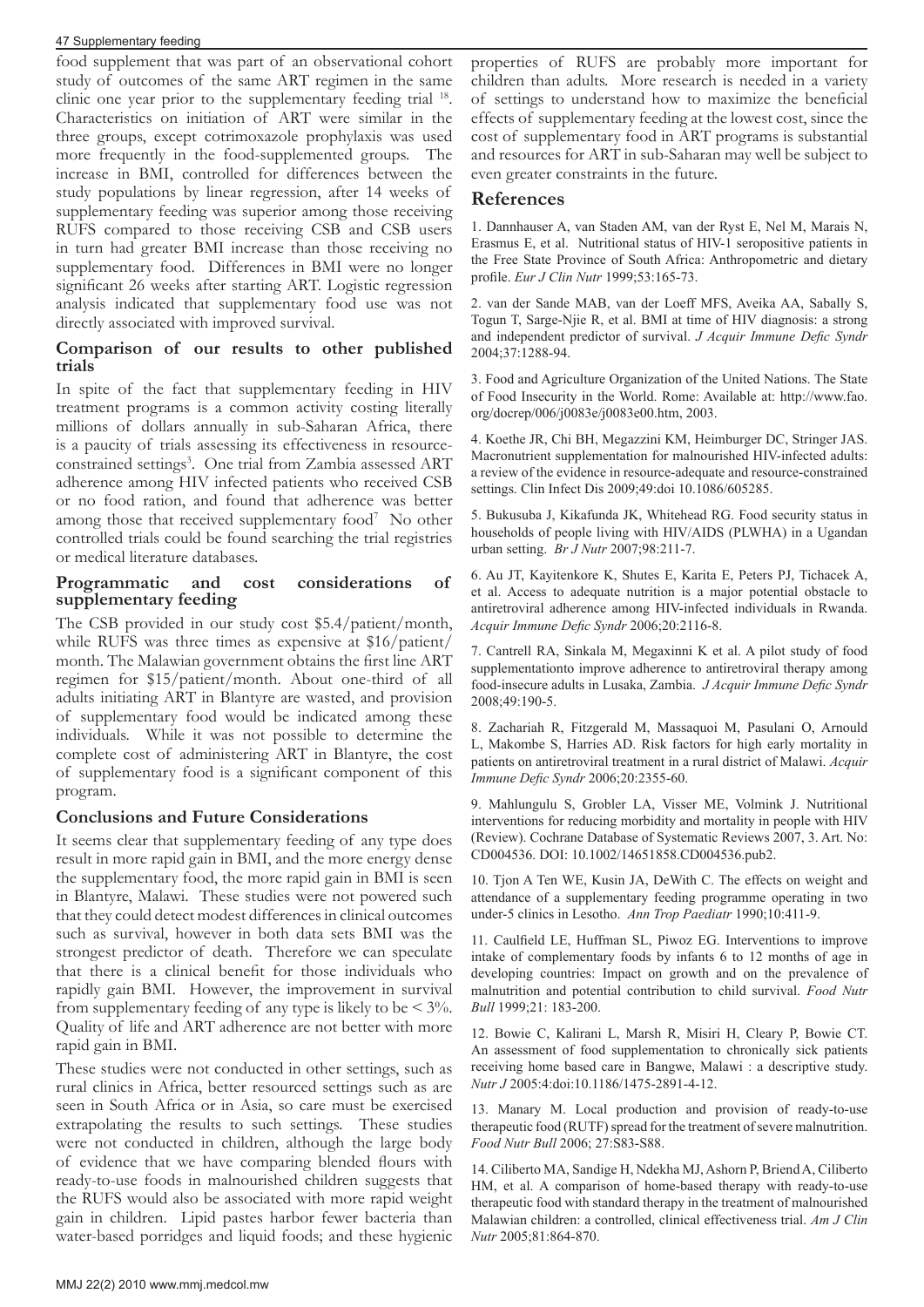food supplement that was part of an observational cohort study of outcomes of the same ART regimen in the same clinic one year prior to the supplementary feeding trial [18]. Characteristics on initiation of ART were similar in the three groups, except cotrimoxazole prophylaxis was used more frequently in the food-supplemented groups. The increase in BMI, controlled for differences between the study populations by linear regression, after 14 weeks of supplementary feeding was superior among those receiving RUFS compared to those receiving CSB and CSB users in turn had greater BMI increase than those receiving no supplementary food. Differences in BMI were no longer significant 26 weeks after starting ART. Logistic regression analysis indicated that supplementary food use was not directly associated with improved survival.

### Comparison of our results to other published trials

In spite of the fact that supplementary feeding in HIV treatment programs is a common activity costing literally millions of dollars annually in sub-Saharan Africa, there is a paucity of trials assessing its effectiveness in resource-constrained settings[3]. One trial from Zambia assessed ART adherence among HIV infected patients who received CSB or no food ration, and found that adherence was better among those that received supplementary food[7] No other controlled trials could be found searching the trial registries or medical literature databases.

### Programmatic and cost considerations of supplementary feeding

The CSB provided in our study cost \$5.4/patient/month, while RUFS was three times as expensive at \$16/patient/month. The Malawian government obtains the first line ART regimen for \$15/patient/month. About one-third of all adults initiating ART in Blantyre are wasted, and provision of supplementary food would be indicated among these individuals. While it was not possible to determine the complete cost of administering ART in Blantyre, the cost of supplementary food is a significant component of this program.

### Conclusions and Future Considerations

It seems clear that supplementary feeding of any type does result in more rapid gain in BMI, and the more energy dense the supplementary food, the more rapid gain in BMI is seen in Blantyre, Malawi. These studies were not powered such that they could detect modest differences in clinical outcomes such as survival, however in both data sets BMI was the strongest predictor of death. Therefore we can speculate that there is a clinical benefit for those individuals who rapidly gain BMI. However, the improvement in survival from supplementary feeding of any type is likely to be < 3%. Quality of life and ART adherence are not better with more rapid gain in BMI.

These studies were not conducted in other settings, such as rural clinics in Africa, better resourced settings such as are seen in South Africa or in Asia, so care must be exercised extrapolating the results to such settings. These studies were not conducted in children, although the large body of evidence that we have comparing blended flours with ready-to-use foods in malnourished children suggests that the RUFS would also be associated with more rapid weight gain in children. Lipid pastes harbor fewer bacteria than water-based porridges and liquid foods; and these hygienic properties of RUFS are probably more important for children than adults. More research is needed in a variety of settings to understand how to maximize the beneficial effects of supplementary feeding at the lowest cost, since the cost of supplementary food in ART programs is substantial and resources for ART in sub-Saharan may well be subject to even greater constraints in the future.

## References

1. Dannhauser A, van Staden AM, van der Ryst E, Nel M, Marais N, Erasmus E, et al. Nutritional status of HIV-1 seropositive patients in the Free State Province of South Africa: Anthropometric and dietary profile. *Eur J Clin Nutr* 1999;53:165-73.

2. van der Sande MAB, van der Loeff MFS, Aveika AA, Sabally S, Togun T, Sarge-Njie R, et al. BMI at time of HIV diagnosis: a strong and independent predictor of survival. *J Acquir Immune Defic Syndr* 2004;37:1288-94.

3. Food and Agriculture Organization of the United Nations. The State of Food Insecurity in the World. Rome: Available at: http://www.fao.org/docrep/006/j0083e/j0083e00.htm, 2003.

4. Koethe JR, Chi BH, Megazzini KM, Heimburger DC, Stringer JAS. Macronutrient supplementation for malnourished HIV-infected adults: a review of the evidence in resource-adequate and resource-constrained settings. Clin Infect Dis 2009;49:doi 10.1086/605285.

5. Bukusuba J, Kikafunda JK, Whitehead RG. Food security status in households of people living with HIV/AIDS (PLWHA) in a Ugandan urban setting. *Br J Nutr* 2007;98:211-7.

6. Au JT, Kayitenkore K, Shutes E, Karita E, Peters PJ, Tichacek A, et al. Access to adequate nutrition is a major potential obstacle to antiretroviral adherence among HIV-infected individuals in Rwanda. *Acquir Immune Defic Syndr* 2006;20:2116-8.

7. Cantrell RA, Sinkala M, Megaxinni K et al. A pilot study of food supplementationto improve adherence to antiretroviral therapy among food-insecure adults in Lusaka, Zambia. *J Acquir Immune Defic Syndr* 2008;49:190-5.

8. Zachariah R, Fitzgerald M, Massaquoi M, Pasulani O, Arnould L, Makombe S, Harries AD. Risk factors for high early mortality in patients on antiretroviral treatment in a rural district of Malawi. *Acquir Immune Defic Syndr* 2006;20:2355-60.

9. Mahlungulu S, Grobler LA, Visser ME, Volmink J. Nutritional interventions for reducing morbidity and mortality in people with HIV (Review). Cochrane Database of Systematic Reviews 2007, 3. Art. No: CD004536. DOI: 10.1002/14651858.CD004536.pub2.

10. Tjon A Ten WE, Kusin JA, DeWith C. The effects on weight and attendance of a supplementary feeding programme operating in two under-5 clinics in Lesotho. *Ann Trop Paediatr* 1990;10:411-9.

11. Caulfield LE, Huffman SL, Piwoz EG. Interventions to improve intake of complementary foods by infants 6 to 12 months of age in developing countries: Impact on growth and on the prevalence of malnutrition and potential contribution to child survival. *Food Nutr Bull* 1999;21: 183-200.

12. Bowie C, Kalirani L, Marsh R, Misiri H, Cleary P, Bowie CT. An assessment of food supplementation to chronically sick patients receiving home based care in Bangwe, Malawi : a descriptive study. *Nutr J* 2005:4:doi:10.1186/1475-2891-4-12.

13. Manary M. Local production and provision of ready-to-use therapeutic food (RUTF) spread for the treatment of severe malnutrition. *Food Nutr Bull* 2006; 27:S83-S88.

14. Ciliberto MA, Sandige H, Ndekha MJ, Ashorn P, Briend A, Ciliberto HM, et al. A comparison of home-based therapy with ready-to-use therapeutic food with standard therapy in the treatment of malnourished Malawian children: a controlled, clinical effectiveness trial. *Am J Clin Nutr* 2005;81:864-870.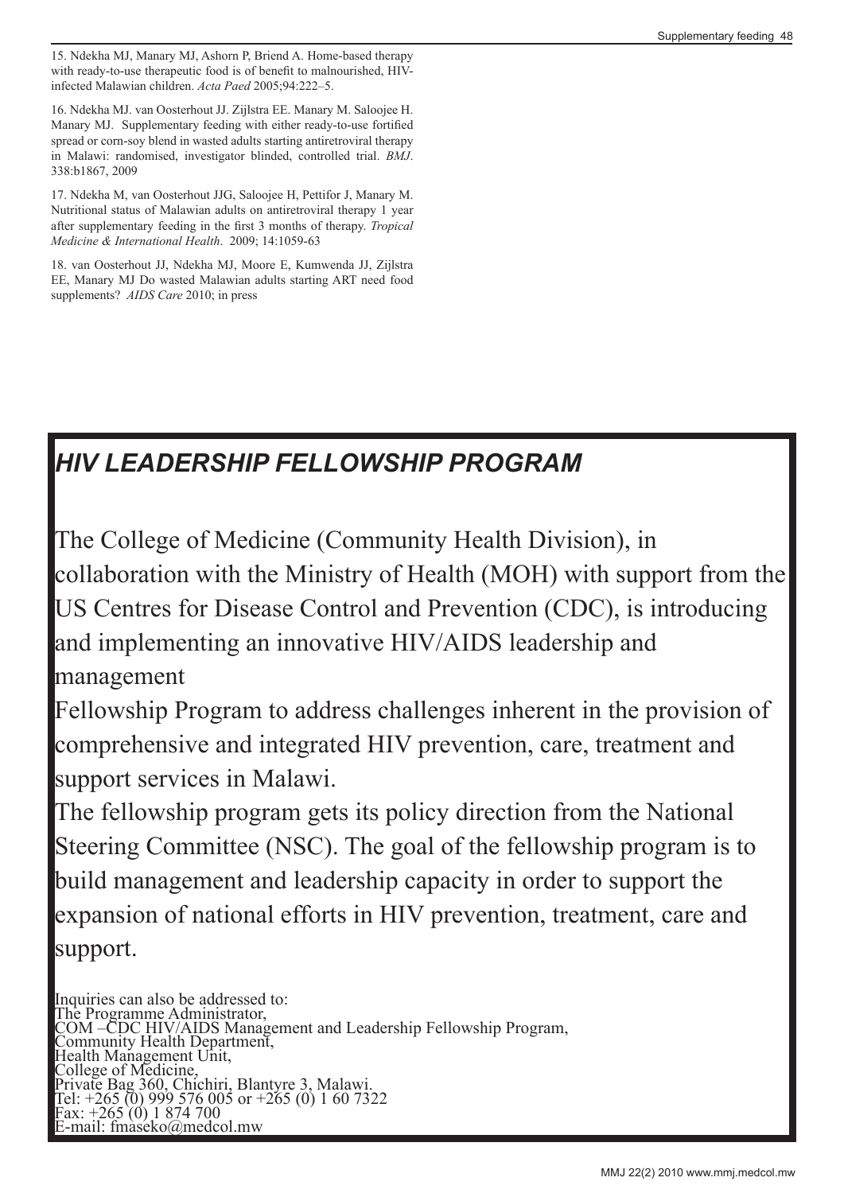15. Ndekha MJ, Manary MJ, Ashorn P, Briend A. Home-based therapy with ready-to-use therapeutic food is of benefit to malnourished, HIV-infected Malawian children. *Acta Paed* 2005;94:222–5.

16. Ndekha MJ. van Oosterhout JJ. Zijlstra EE. Manary M. Saloojee H. Manary MJ. Supplementary feeding with either ready-to-use fortified spread or corn-soy blend in wasted adults starting antiretroviral therapy in Malawi: randomised, investigator blinded, controlled trial. *BMJ*. 338:b1867, 2009

17. Ndekha M, van Oosterhout JJG, Saloojee H, Pettifor J, Manary M. Nutritional status of Malawian adults on antiretroviral therapy 1 year after supplementary feeding in the first 3 months of therapy. *Tropical Medicine & International Health*. 2009; 14:1059-63

18. van Oosterhout JJ, Ndekha MJ, Moore E, Kumwenda JJ, Zijlstra EE, Manary MJ Do wasted Malawian adults starting ART need food supplements? *AIDS Care* 2010; in press

## *HIV LEADERSHIP FELLOWSHIP PROGRAM*

The College of Medicine (Community Health Division), in collaboration with the Ministry of Health (MOH) with support from the US Centres for Disease Control and Prevention (CDC), is introducing and implementing an innovative HIV/AIDS leadership and management

Fellowship Program to address challenges inherent in the provision of comprehensive and integrated HIV prevention, care, treatment and support services in Malawi.

The fellowship program gets its policy direction from the National Steering Committee (NSC). The goal of the fellowship program is to build management and leadership capacity in order to support the expansion of national efforts in HIV prevention, treatment, care and support.

Inquiries can also be addressed to:
The Programme Administrator,
COM –CDC HIV/AIDS Management and Leadership Fellowship Program,
Community Health Department,
Health Management Unit,
College of Medicine,
Private Bag 360, Chichiri, Blantyre 3, Malawi.
Tel: +265 (0) 999 576 005 or +265 (0) 1 60 7322
Fax: +265 (0) 1 874 700
E-mail: fmaseko@medcol.mw